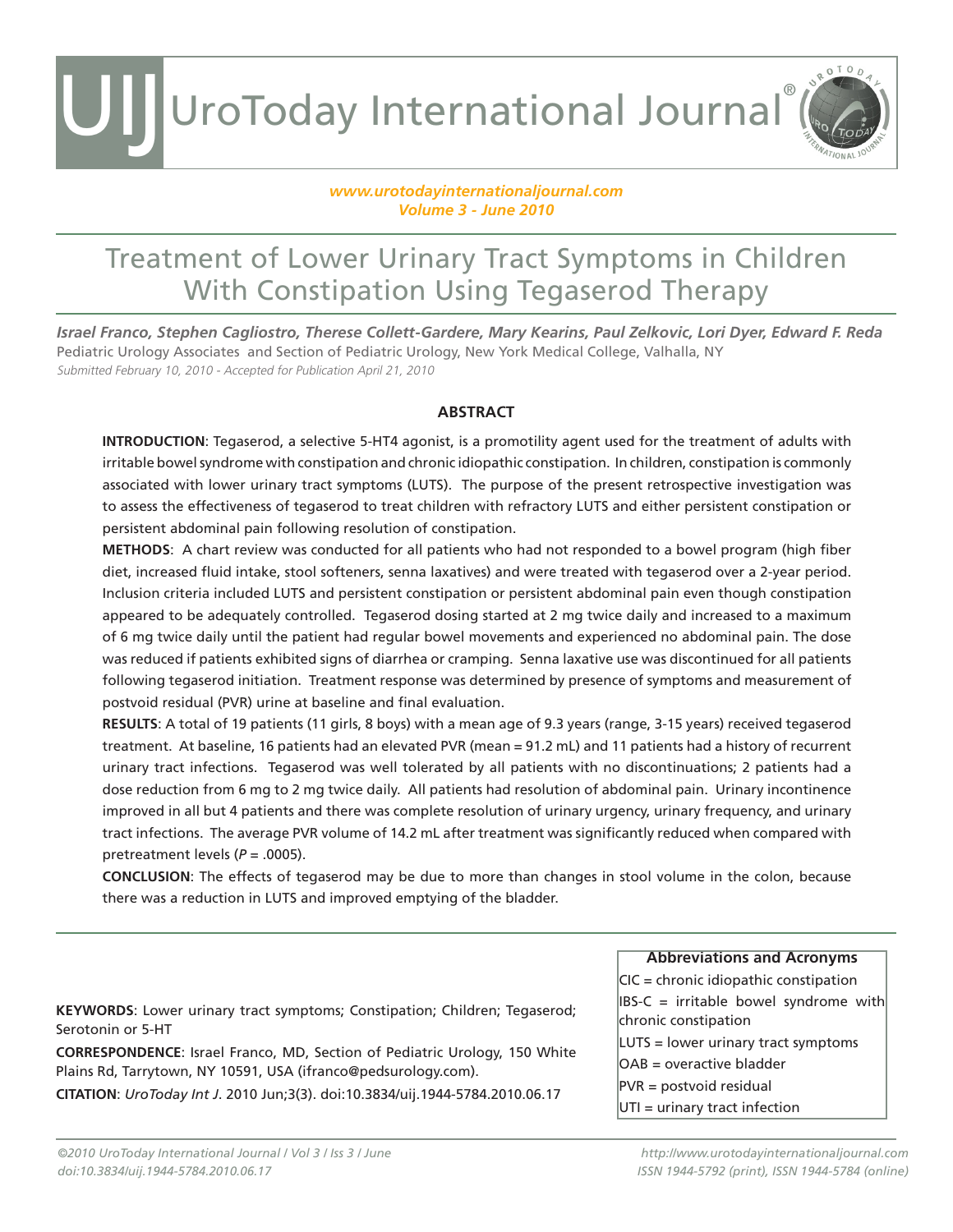# Treatment of Lower Urinary Tract Symptoms in Children With Constipation Using Tegaserod Therapy

***Israel Franco, Stephen Cagliostro, Therese Collett-Gardere, Mary Kearins, Paul Zelkovic, Lori Dyer, Edward F. Reda***

Pediatric Urology Associates and Section of Pediatric Urology, New York Medical College, Valhalla, NY

*Submitted February 10, 2010 - Accepted for Publication April 21, 2010*

## ABSTRACT

**INTRODUCTION**: Tegaserod, a selective 5-HT4 agonist, is a promotility agent used for the treatment of adults with irritable bowel syndrome with constipation and chronic idiopathic constipation. In children, constipation is commonly associated with lower urinary tract symptoms (LUTS). The purpose of the present retrospective investigation was to assess the effectiveness of tegaserod to treat children with refractory LUTS and either persistent constipation or persistent abdominal pain following resolution of constipation.

**METHODS**: A chart review was conducted for all patients who had not responded to a bowel program (high fiber diet, increased fluid intake, stool softeners, senna laxatives) and were treated with tegaserod over a 2-year period. Inclusion criteria included LUTS and persistent constipation or persistent abdominal pain even though constipation appeared to be adequately controlled. Tegaserod dosing started at 2 mg twice daily and increased to a maximum of 6 mg twice daily until the patient had regular bowel movements and experienced no abdominal pain. The dose was reduced if patients exhibited signs of diarrhea or cramping. Senna laxative use was discontinued for all patients following tegaserod initiation. Treatment response was determined by presence of symptoms and measurement of postvoid residual (PVR) urine at baseline and final evaluation.

**RESULTS**: A total of 19 patients (11 girls, 8 boys) with a mean age of 9.3 years (range, 3-15 years) received tegaserod treatment. At baseline, 16 patients had an elevated PVR (mean = 91.2 mL) and 11 patients had a history of recurrent urinary tract infections. Tegaserod was well tolerated by all patients with no discontinuations; 2 patients had a dose reduction from 6 mg to 2 mg twice daily. All patients had resolution of abdominal pain. Urinary incontinence improved in all but 4 patients and there was complete resolution of urinary urgency, urinary frequency, and urinary tract infections. The average PVR volume of 14.2 mL after treatment was significantly reduced when compared with pretreatment levels (*P* = .0005).

**CONCLUSION**: The effects of tegaserod may be due to more than changes in stool volume in the colon, because there was a reduction in LUTS and improved emptying of the bladder.

**KEYWORDS**: Lower urinary tract symptoms; Constipation; Children; Tegaserod; Serotonin or 5-HT

**CORRESPONDENCE**: Israel Franco, MD, Section of Pediatric Urology, 150 White Plains Rd, Tarrytown, NY 10591, USA (ifranco@pedsurology.com).

**CITATION**: *UroToday Int J*. 2010 Jun;3(3). doi:10.3834/uij.1944-5784.2010.06.17

| Abbreviations and Acronyms |
| --- |
| CIC = chronic idiopathic constipation |
| IBS-C = irritable bowel syndrome with chronic constipation |
| LUTS = lower urinary tract symptoms |
| OAB = overactive bladder |
| PVR = postvoid residual |
| UTI = urinary tract infection |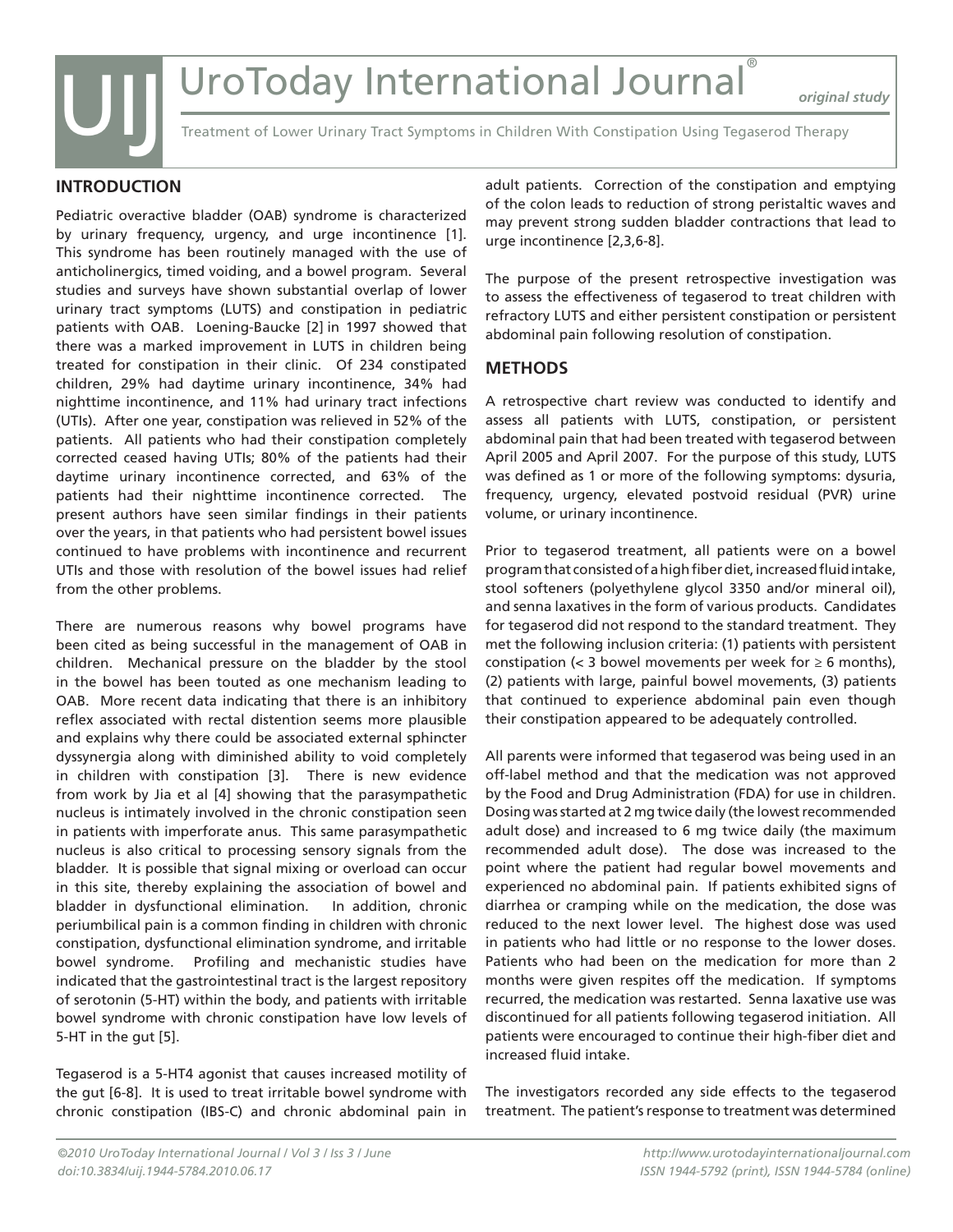## INTRODUCTION

Pediatric overactive bladder (OAB) syndrome is characterized by urinary frequency, urgency, and urge incontinence [1]. This syndrome has been routinely managed with the use of anticholinergics, timed voiding, and a bowel program. Several studies and surveys have shown substantial overlap of lower urinary tract symptoms (LUTS) and constipation in pediatric patients with OAB. Loening-Baucke [2] in 1997 showed that there was a marked improvement in LUTS in children being treated for constipation in their clinic. Of 234 constipated children, 29% had daytime urinary incontinence, 34% had nighttime incontinence, and 11% had urinary tract infections (UTIs). After one year, constipation was relieved in 52% of the patients. All patients who had their constipation completely corrected ceased having UTIs; 80% of the patients had their daytime urinary incontinence corrected, and 63% of the patients had their nighttime incontinence corrected. The present authors have seen similar findings in their patients over the years, in that patients who had persistent bowel issues continued to have problems with incontinence and recurrent UTIs and those with resolution of the bowel issues had relief from the other problems.

There are numerous reasons why bowel programs have been cited as being successful in the management of OAB in children. Mechanical pressure on the bladder by the stool in the bowel has been touted as one mechanism leading to OAB. More recent data indicating that there is an inhibitory reflex associated with rectal distention seems more plausible and explains why there could be associated external sphincter dyssynergia along with diminished ability to void completely in children with constipation [3]. There is new evidence from work by Jia et al [4] showing that the parasympathetic nucleus is intimately involved in the chronic constipation seen in patients with imperforate anus. This same parasympathetic nucleus is also critical to processing sensory signals from the bladder. It is possible that signal mixing or overload can occur in this site, thereby explaining the association of bowel and bladder in dysfunctional elimination. In addition, chronic periumbilical pain is a common finding in children with chronic constipation, dysfunctional elimination syndrome, and irritable bowel syndrome. Profiling and mechanistic studies have indicated that the gastrointestinal tract is the largest repository of serotonin (5-HT) within the body, and patients with irritable bowel syndrome with chronic constipation have low levels of 5-HT in the gut [5].

Tegaserod is a 5-HT4 agonist that causes increased motility of the gut [6-8]. It is used to treat irritable bowel syndrome with chronic constipation (IBS-C) and chronic abdominal pain in adult patients. Correction of the constipation and emptying of the colon leads to reduction of strong peristaltic waves and may prevent strong sudden bladder contractions that lead to urge incontinence [2,3,6-8].

The purpose of the present retrospective investigation was to assess the effectiveness of tegaserod to treat children with refractory LUTS and either persistent constipation or persistent abdominal pain following resolution of constipation.

## METHODS

A retrospective chart review was conducted to identify and assess all patients with LUTS, constipation, or persistent abdominal pain that had been treated with tegaserod between April 2005 and April 2007. For the purpose of this study, LUTS was defined as 1 or more of the following symptoms: dysuria, frequency, urgency, elevated postvoid residual (PVR) urine volume, or urinary incontinence.

Prior to tegaserod treatment, all patients were on a bowel program that consisted of a high fiber diet, increased fluid intake, stool softeners (polyethylene glycol 3350 and/or mineral oil), and senna laxatives in the form of various products. Candidates for tegaserod did not respond to the standard treatment. They met the following inclusion criteria: (1) patients with persistent constipation (< 3 bowel movements per week for ≥ 6 months), (2) patients with large, painful bowel movements, (3) patients that continued to experience abdominal pain even though their constipation appeared to be adequately controlled.

All parents were informed that tegaserod was being used in an off-label method and that the medication was not approved by the Food and Drug Administration (FDA) for use in children. Dosing was started at 2 mg twice daily (the lowest recommended adult dose) and increased to 6 mg twice daily (the maximum recommended adult dose). The dose was increased to the point where the patient had regular bowel movements and experienced no abdominal pain. If patients exhibited signs of diarrhea or cramping while on the medication, the dose was reduced to the next lower level. The highest dose was used in patients who had little or no response to the lower doses. Patients who had been on the medication for more than 2 months were given respites off the medication. If symptoms recurred, the medication was restarted. Senna laxative use was discontinued for all patients following tegaserod initiation. All patients were encouraged to continue their high-fiber diet and increased fluid intake.

The investigators recorded any side effects to the tegaserod treatment. The patient's response to treatment was determined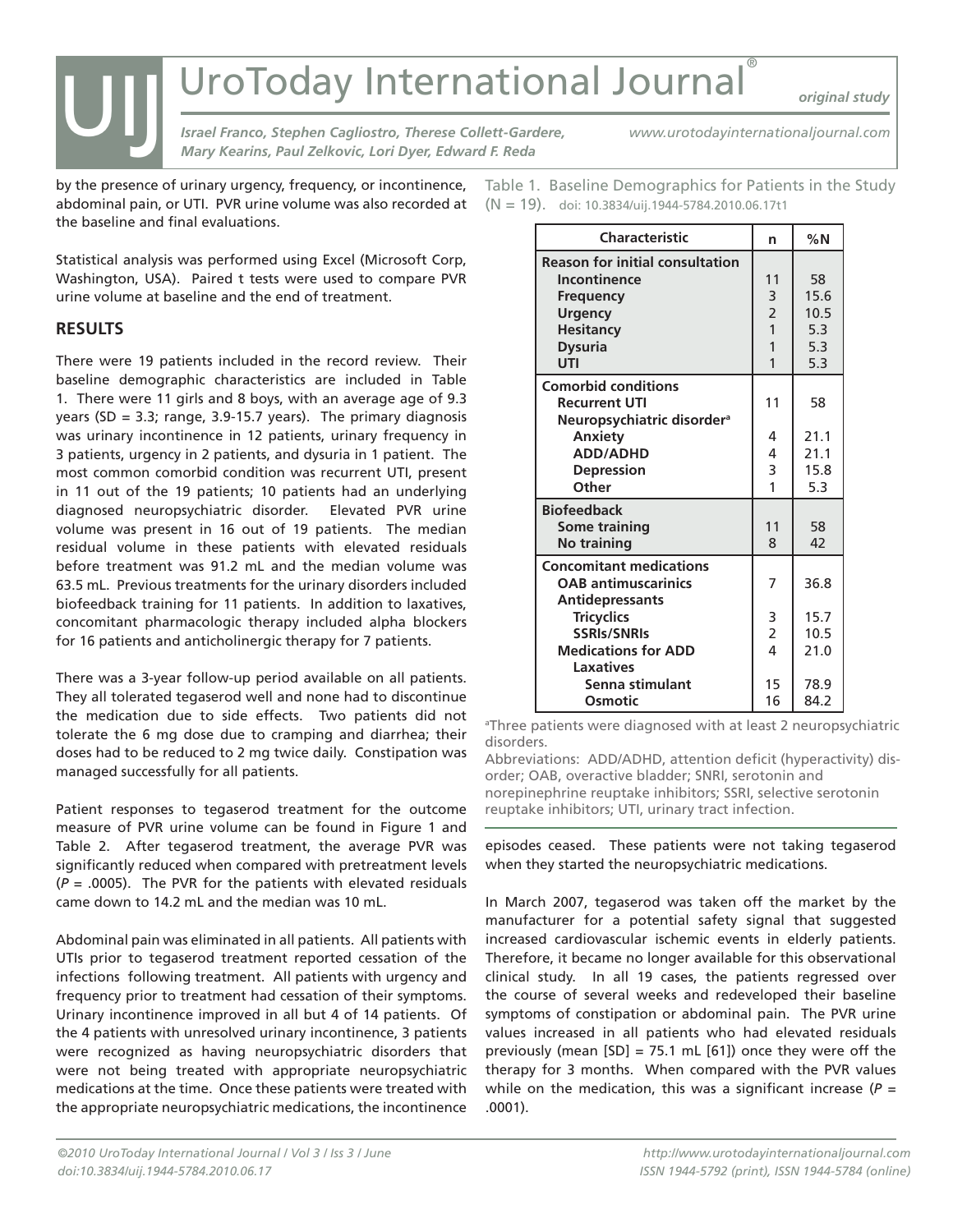by the presence of urinary urgency, frequency, or incontinence, abdominal pain, or UTI. PVR urine volume was also recorded at the baseline and final evaluations.

Statistical analysis was performed using Excel (Microsoft Corp, Washington, USA). Paired t tests were used to compare PVR urine volume at baseline and the end of treatment.

## RESULTS

There were 19 patients included in the record review. Their baseline demographic characteristics are included in Table 1. There were 11 girls and 8 boys, with an average age of 9.3 years (SD = 3.3; range, 3.9-15.7 years). The primary diagnosis was urinary incontinence in 12 patients, urinary frequency in 3 patients, urgency in 2 patients, and dysuria in 1 patient. The most common comorbid condition was recurrent UTI, present in 11 out of the 19 patients; 10 patients had an underlying diagnosed neuropsychiatric disorder. Elevated PVR urine volume was present in 16 out of 19 patients. The median residual volume in these patients with elevated residuals before treatment was 91.2 mL and the median volume was 63.5 mL. Previous treatments for the urinary disorders included biofeedback training for 11 patients. In addition to laxatives, concomitant pharmacologic therapy included alpha blockers for 16 patients and anticholinergic therapy for 7 patients.

There was a 3-year follow-up period available on all patients. They all tolerated tegaserod well and none had to discontinue the medication due to side effects. Two patients did not tolerate the 6 mg dose due to cramping and diarrhea; their doses had to be reduced to 2 mg twice daily. Constipation was managed successfully for all patients.

Patient responses to tegaserod treatment for the outcome measure of PVR urine volume can be found in Figure 1 and Table 2. After tegaserod treatment, the average PVR was significantly reduced when compared with pretreatment levels ($P$ = .0005). The PVR for the patients with elevated residuals came down to 14.2 mL and the median was 10 mL.

Abdominal pain was eliminated in all patients. All patients with UTIs prior to tegaserod treatment reported cessation of the infections following treatment. All patients with urgency and frequency prior to treatment had cessation of their symptoms. Urinary incontinence improved in all but 4 of 14 patients. Of the 4 patients with unresolved urinary incontinence, 3 patients were recognized as having neuropsychiatric disorders that were not being treated with appropriate neuropsychiatric medications at the time. Once these patients were treated with the appropriate neuropsychiatric medications, the incontinence episodes ceased. These patients were not taking tegaserod when they started the neuropsychiatric medications.

Table 1. Baseline Demographics for Patients in the Study (N = 19). doi: 10.3834/uij.1944-5784.2010.06.17t1

| Characteristic | n | %N |
|---|---|---|
| **Reason for initial consultation** | | |
| **Incontinence** | 11 | 58 |
| **Frequency** | 3 | 15.6 |
| **Urgency** | 2 | 10.5 |
| **Hesitancy** | 1 | 5.3 |
| **Dysuria** | 1 | 5.3 |
| **UTI** | 1 | 5.3 |
| **Comorbid conditions** | | |
| **Recurrent UTI** | 11 | 58 |
| **Neuropsychiatric disorder[a]** | | |
| **Anxiety** | 4 | 21.1 |
| **ADD/ADHD** | 4 | 21.1 |
| **Depression** | 3 | 15.8 |
| **Other** | 1 | 5.3 |
| **Biofeedback** | | |
| **Some training** | 11 | 58 |
| **No training** | 8 | 42 |
| **Concomitant medications** | | |
| **OAB antimuscarinics** | 7 | 36.8 |
| **Antidepressants** | | |
| **Tricyclics** | 3 | 15.7 |
| **SSRIs/SNRIs** | 2 | 10.5 |
| **Medications for ADD** | 4 | 21.0 |
| **Laxatives** | | |
| **Senna stimulant** | 15 | 78.9 |
| **Osmotic** | 16 | 84.2 |

[a]Three patients were diagnosed with at least 2 neuropsychiatric disorders.

Abbreviations: ADD/ADHD, attention deficit (hyperactivity) disorder; OAB, overactive bladder; SNRI, serotonin and norepinephrine reuptake inhibitors; SSRI, selective serotonin reuptake inhibitors; UTI, urinary tract infection.

In March 2007, tegaserod was taken off the market by the manufacturer for a potential safety signal that suggested increased cardiovascular ischemic events in elderly patients. Therefore, it became no longer available for this observational clinical study. In all 19 cases, the patients regressed over the course of several weeks and redeveloped their baseline symptoms of constipation or abdominal pain. The PVR urine values increased in all patients who had elevated residuals previously (mean [SD] = 75.1 mL [61]) once they were off the therapy for 3 months. When compared with the PVR values while on the medication, this was a significant increase ($P$ = .0001).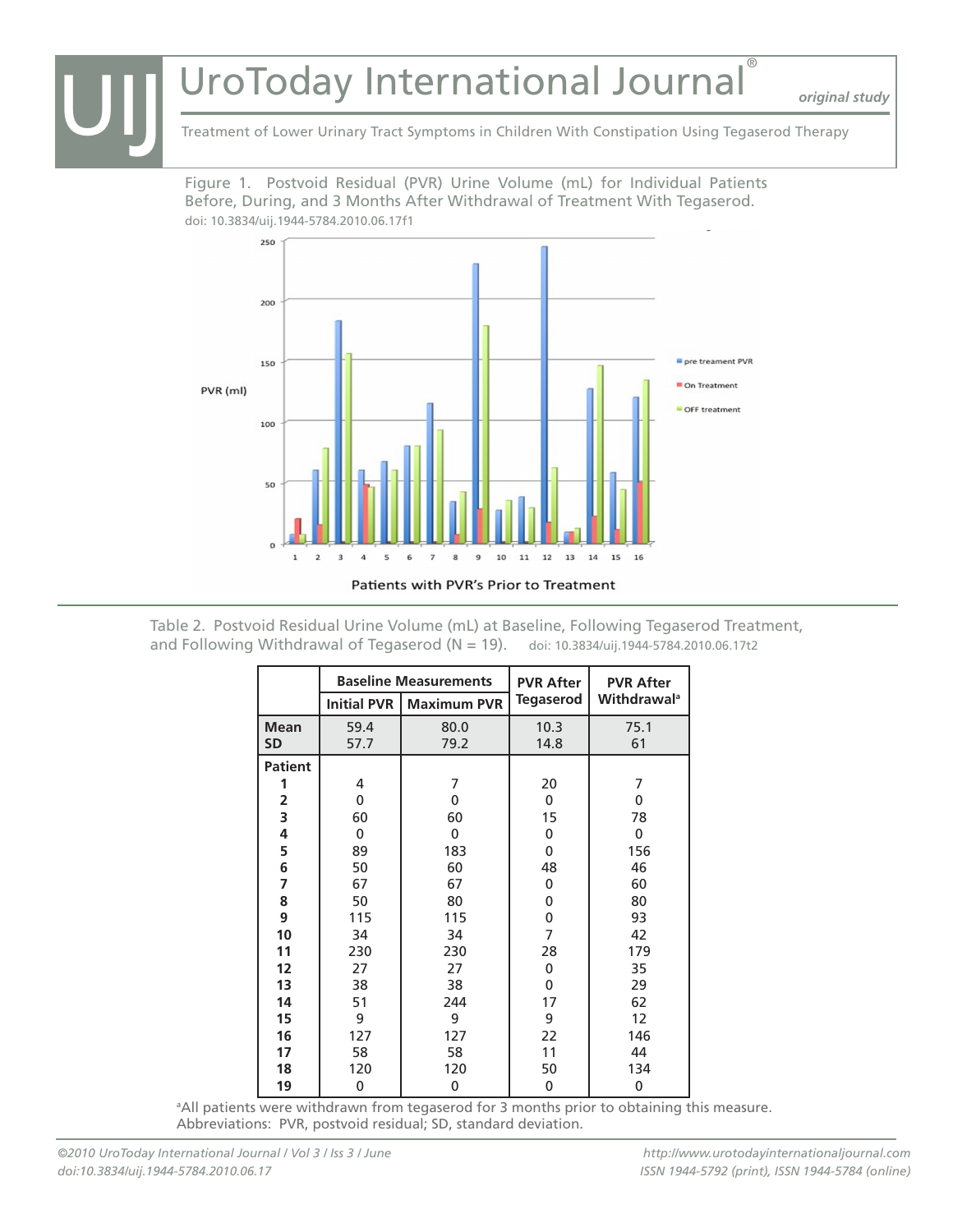Figure 1. Postvoid Residual (PVR) Urine Volume (mL) for Individual Patients Before, During, and 3 Months After Withdrawal of Treatment With Tegaserod.
doi: 10.3834/uij.1944-5784.2010.06.17f1

Table 2. Postvoid Residual Urine Volume (mL) at Baseline, Following Tegaserod Treatment, and Following Withdrawal of Tegaserod (N = 19). doi: 10.3834/uij.1944-5784.2010.06.17t2

| | Baseline Measurements | | PVR After Tegaserod | PVR After Withdrawal[a] |
|---|---|---|---|---|
| | Initial PVR | Maximum PVR | | |
| **Mean** | 59.4 | 80.0 | 10.3 | 75.1 |
| **SD** | 57.7 | 79.2 | 14.8 | 61 |
| **Patient** | | | | |
| **1** | 4 | 7 | 20 | 7 |
| **2** | 0 | 0 | 0 | 0 |
| **3** | 60 | 60 | 15 | 78 |
| **4** | 0 | 0 | 0 | 0 |
| **5** | 89 | 183 | 0 | 156 |
| **6** | 50 | 60 | 48 | 46 |
| **7** | 67 | 67 | 0 | 60 |
| **8** | 50 | 80 | 0 | 80 |
| **9** | 115 | 115 | 0 | 93 |
| **10** | 34 | 34 | 7 | 42 |
| **11** | 230 | 230 | 28 | 179 |
| **12** | 27 | 27 | 0 | 35 |
| **13** | 38 | 38 | 0 | 29 |
| **14** | 51 | 244 | 17 | 62 |
| **15** | 9 | 9 | 9 | 12 |
| **16** | 127 | 127 | 22 | 146 |
| **17** | 58 | 58 | 11 | 44 |
| **18** | 120 | 120 | 50 | 134 |
| **19** | 0 | 0 | 0 | 0 |

[a]All patients were withdrawn from tegaserod for 3 months prior to obtaining this measure.
Abbreviations: PVR, postvoid residual; SD, standard deviation.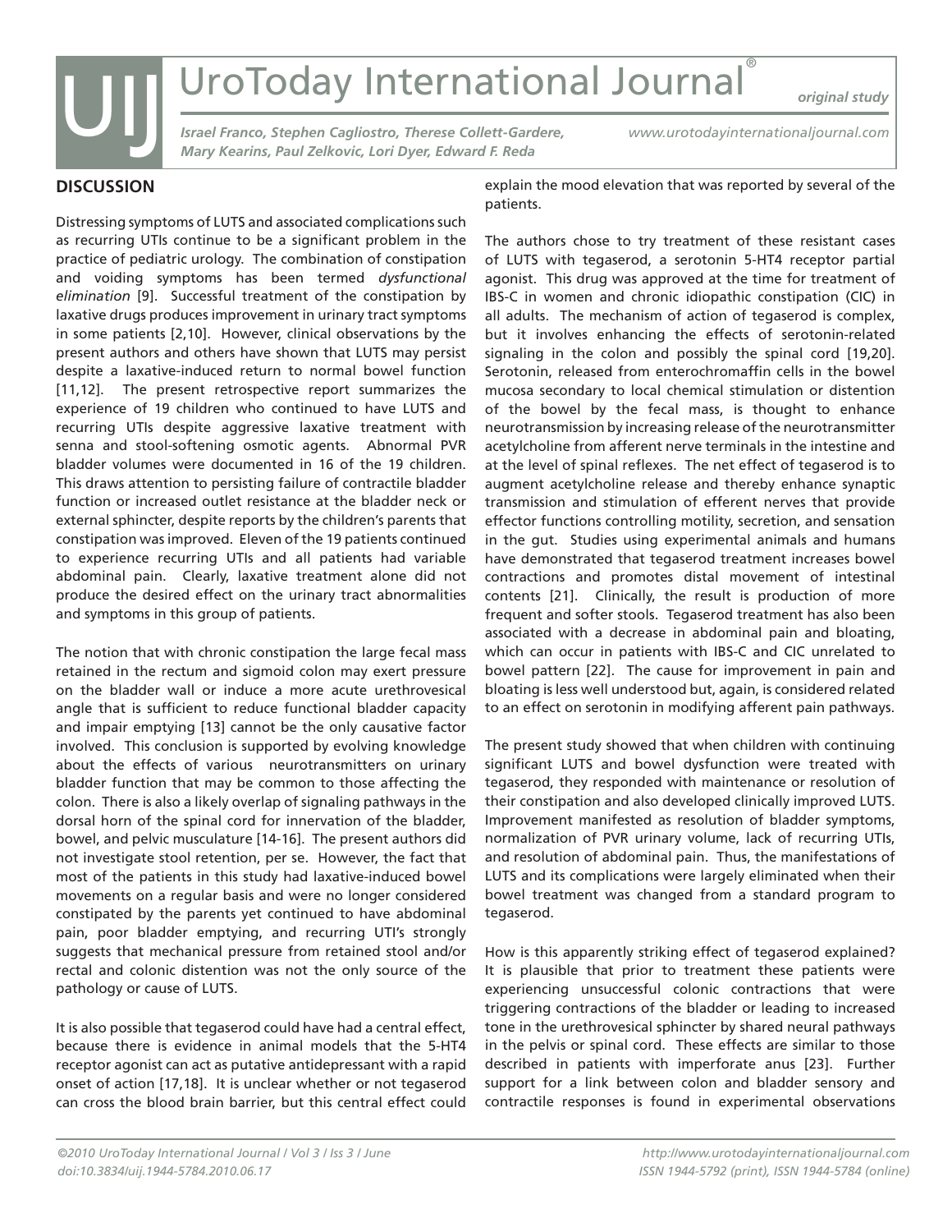## DISCUSSION

Distressing symptoms of LUTS and associated complications such as recurring UTIs continue to be a significant problem in the practice of pediatric urology. The combination of constipation and voiding symptoms has been termed *dysfunctional elimination* [9]. Successful treatment of the constipation by laxative drugs produces improvement in urinary tract symptoms in some patients [2,10]. However, clinical observations by the present authors and others have shown that LUTS may persist despite a laxative-induced return to normal bowel function [11,12]. The present retrospective report summarizes the experience of 19 children who continued to have LUTS and recurring UTIs despite aggressive laxative treatment with senna and stool-softening osmotic agents. Abnormal PVR bladder volumes were documented in 16 of the 19 children. This draws attention to persisting failure of contractile bladder function or increased outlet resistance at the bladder neck or external sphincter, despite reports by the children's parents that constipation was improved. Eleven of the 19 patients continued to experience recurring UTIs and all patients had variable abdominal pain. Clearly, laxative treatment alone did not produce the desired effect on the urinary tract abnormalities and symptoms in this group of patients.

The notion that with chronic constipation the large fecal mass retained in the rectum and sigmoid colon may exert pressure on the bladder wall or induce a more acute urethrovesical angle that is sufficient to reduce functional bladder capacity and impair emptying [13] cannot be the only causative factor involved. This conclusion is supported by evolving knowledge about the effects of various neurotransmitters on urinary bladder function that may be common to those affecting the colon. There is also a likely overlap of signaling pathways in the dorsal horn of the spinal cord for innervation of the bladder, bowel, and pelvic musculature [14-16]. The present authors did not investigate stool retention, per se. However, the fact that most of the patients in this study had laxative-induced bowel movements on a regular basis and were no longer considered constipated by the parents yet continued to have abdominal pain, poor bladder emptying, and recurring UTI's strongly suggests that mechanical pressure from retained stool and/or rectal and colonic distention was not the only source of the pathology or cause of LUTS.

It is also possible that tegaserod could have had a central effect, because there is evidence in animal models that the 5-HT4 receptor agonist can act as putative antidepressant with a rapid onset of action [17,18]. It is unclear whether or not tegaserod can cross the blood brain barrier, but this central effect could explain the mood elevation that was reported by several of the patients.

The authors chose to try treatment of these resistant cases of LUTS with tegaserod, a serotonin 5-HT4 receptor partial agonist. This drug was approved at the time for treatment of IBS-C in women and chronic idiopathic constipation (CIC) in all adults. The mechanism of action of tegaserod is complex, but it involves enhancing the effects of serotonin-related signaling in the colon and possibly the spinal cord [19,20]. Serotonin, released from enterochromaffin cells in the bowel mucosa secondary to local chemical stimulation or distention of the bowel by the fecal mass, is thought to enhance neurotransmission by increasing release of the neurotransmitter acetylcholine from afferent nerve terminals in the intestine and at the level of spinal reflexes. The net effect of tegaserod is to augment acetylcholine release and thereby enhance synaptic transmission and stimulation of efferent nerves that provide effector functions controlling motility, secretion, and sensation in the gut. Studies using experimental animals and humans have demonstrated that tegaserod treatment increases bowel contractions and promotes distal movement of intestinal contents [21]. Clinically, the result is production of more frequent and softer stools. Tegaserod treatment has also been associated with a decrease in abdominal pain and bloating, which can occur in patients with IBS-C and CIC unrelated to bowel pattern [22]. The cause for improvement in pain and bloating is less well understood but, again, is considered related to an effect on serotonin in modifying afferent pain pathways.

The present study showed that when children with continuing significant LUTS and bowel dysfunction were treated with tegaserod, they responded with maintenance or resolution of their constipation and also developed clinically improved LUTS. Improvement manifested as resolution of bladder symptoms, normalization of PVR urinary volume, lack of recurring UTIs, and resolution of abdominal pain. Thus, the manifestations of LUTS and its complications were largely eliminated when their bowel treatment was changed from a standard program to tegaserod.

How is this apparently striking effect of tegaserod explained? It is plausible that prior to treatment these patients were experiencing unsuccessful colonic contractions that were triggering contractions of the bladder or leading to increased tone in the urethrovesical sphincter by shared neural pathways in the pelvis or spinal cord. These effects are similar to those described in patients with imperforate anus [23]. Further support for a link between colon and bladder sensory and contractile responses is found in experimental observations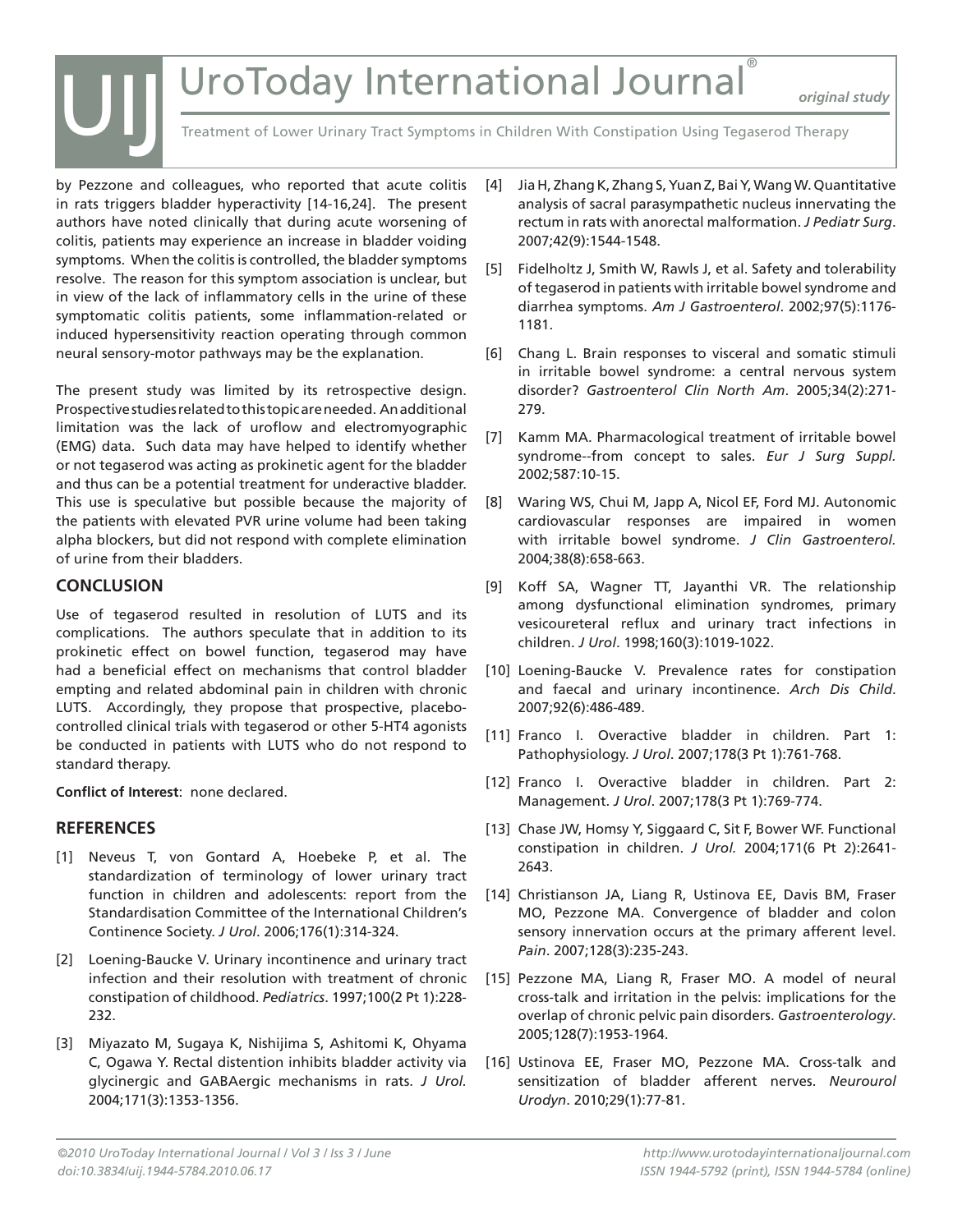by Pezzone and colleagues, who reported that acute colitis in rats triggers bladder hyperactivity [14-16,24]. The present authors have noted clinically that during acute worsening of colitis, patients may experience an increase in bladder voiding symptoms. When the colitis is controlled, the bladder symptoms resolve. The reason for this symptom association is unclear, but in view of the lack of inflammatory cells in the urine of these symptomatic colitis patients, some inflammation-related or induced hypersensitivity reaction operating through common neural sensory-motor pathways may be the explanation.

The present study was limited by its retrospective design. Prospective studies related to this topic are needed. An additional limitation was the lack of uroflow and electromyographic (EMG) data. Such data may have helped to identify whether or not tegaserod was acting as prokinetic agent for the bladder and thus can be a potential treatment for underactive bladder. This use is speculative but possible because the majority of the patients with elevated PVR urine volume had been taking alpha blockers, but did not respond with complete elimination of urine from their bladders.

## CONCLUSION

Use of tegaserod resulted in resolution of LUTS and its complications. The authors speculate that in addition to its prokinetic effect on bowel function, tegaserod may have had a beneficial effect on mechanisms that control bladder empting and related abdominal pain in children with chronic LUTS. Accordingly, they propose that prospective, placebo-controlled clinical trials with tegaserod or other 5-HT4 agonists be conducted in patients with LUTS who do not respond to standard therapy.

**Conflict of Interest**: none declared.

## REFERENCES

[1] Neveus T, von Gontard A, Hoebeke P, et al. The standardization of terminology of lower urinary tract function in children and adolescents: report from the Standardisation Committee of the International Children's Continence Society. *J Urol*. 2006;176(1):314-324.

[2] Loening-Baucke V. Urinary incontinence and urinary tract infection and their resolution with treatment of chronic constipation of childhood. *Pediatrics*. 1997;100(2 Pt 1):228-232.

[3] Miyazato M, Sugaya K, Nishijima S, Ashitomi K, Ohyama C, Ogawa Y. Rectal distention inhibits bladder activity via glycinergic and GABAergic mechanisms in rats. *J Urol.* 2004;171(3):1353-1356.

[4] Jia H, Zhang K, Zhang S, Yuan Z, Bai Y, Wang W. Quantitative analysis of sacral parasympathetic nucleus innervating the rectum in rats with anorectal malformation. *J Pediatr Surg*. 2007;42(9):1544-1548.

[5] Fidelholtz J, Smith W, Rawls J, et al. Safety and tolerability of tegaserod in patients with irritable bowel syndrome and diarrhea symptoms. *Am J Gastroenterol*. 2002;97(5):1176-1181.

[6] Chang L. Brain responses to visceral and somatic stimuli in irritable bowel syndrome: a central nervous system disorder? *Gastroenterol Clin North Am*. 2005;34(2):271-279.

[7] Kamm MA. Pharmacological treatment of irritable bowel syndrome--from concept to sales. *Eur J Surg Suppl.* 2002;587:10-15.

[8] Waring WS, Chui M, Japp A, Nicol EF, Ford MJ. Autonomic cardiovascular responses are impaired in women with irritable bowel syndrome. *J Clin Gastroenterol.* 2004;38(8):658-663.

[9] Koff SA, Wagner TT, Jayanthi VR. The relationship among dysfunctional elimination syndromes, primary vesicoureteral reflux and urinary tract infections in children. *J Urol*. 1998;160(3):1019-1022.

[10] Loening-Baucke V. Prevalence rates for constipation and faecal and urinary incontinence. *Arch Dis Child*. 2007;92(6):486-489.

[11] Franco I. Overactive bladder in children. Part 1: Pathophysiology. *J Urol*. 2007;178(3 Pt 1):761-768.

[12] Franco I. Overactive bladder in children. Part 2: Management. *J Urol*. 2007;178(3 Pt 1):769-774.

[13] Chase JW, Homsy Y, Siggaard C, Sit F, Bower WF. Functional constipation in children. *J Urol.* 2004;171(6 Pt 2):2641-2643.

[14] Christianson JA, Liang R, Ustinova EE, Davis BM, Fraser MO, Pezzone MA. Convergence of bladder and colon sensory innervation occurs at the primary afferent level. *Pain*. 2007;128(3):235-243.

[15] Pezzone MA, Liang R, Fraser MO. A model of neural cross-talk and irritation in the pelvis: implications for the overlap of chronic pelvic pain disorders. *Gastroenterology*. 2005;128(7):1953-1964.

[16] Ustinova EE, Fraser MO, Pezzone MA. Cross-talk and sensitization of bladder afferent nerves. *Neurourol Urodyn*. 2010;29(1):77-81.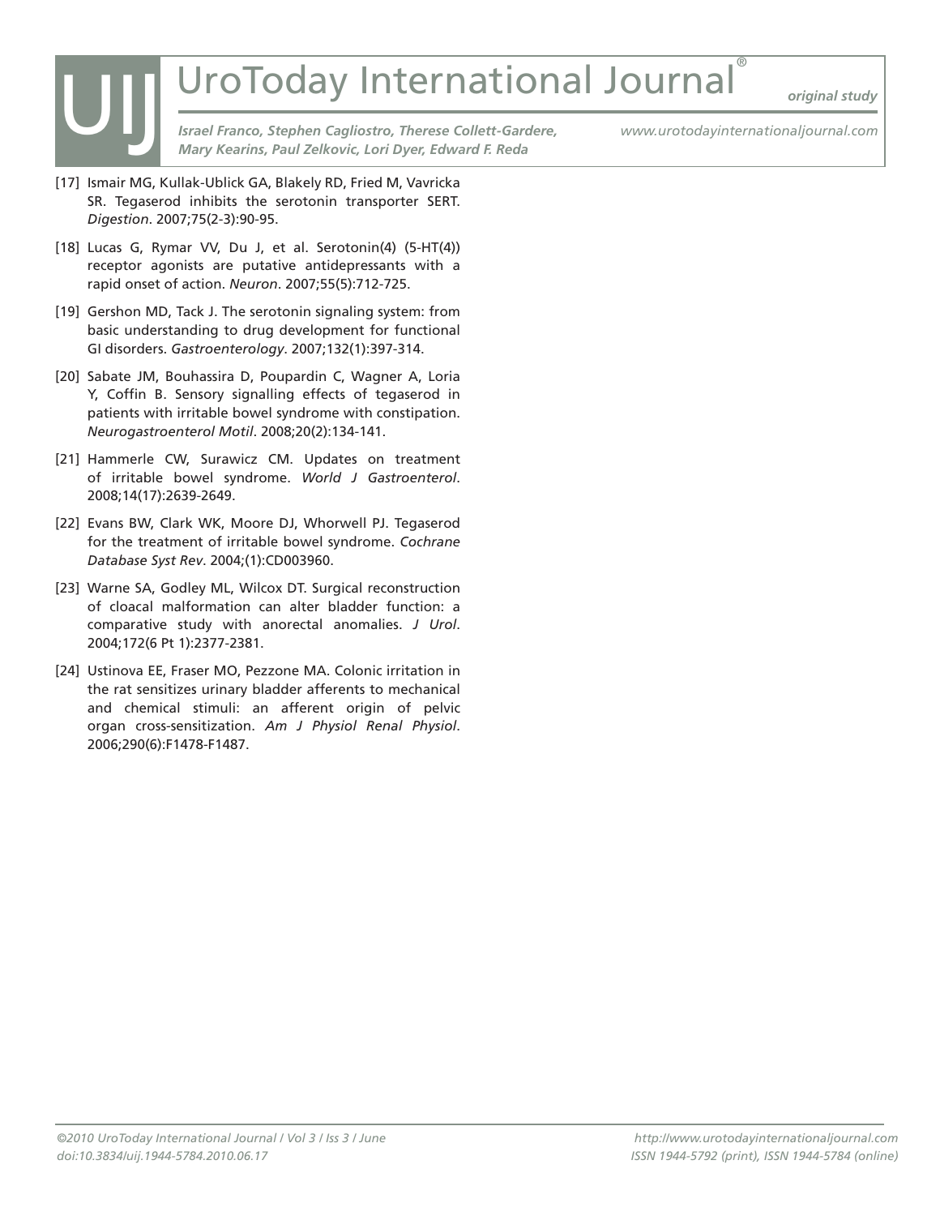[17] Ismair MG, Kullak-Ublick GA, Blakely RD, Fried M, Vavricka SR. Tegaserod inhibits the serotonin transporter SERT. *Digestion*. 2007;75(2-3):90-95.

[18] Lucas G, Rymar VV, Du J, et al. Serotonin(4) (5-HT(4)) receptor agonists are putative antidepressants with a rapid onset of action. *Neuron*. 2007;55(5):712-725.

[19] Gershon MD, Tack J. The serotonin signaling system: from basic understanding to drug development for functional GI disorders. *Gastroenterology*. 2007;132(1):397-314.

[20] Sabate JM, Bouhassira D, Poupardin C, Wagner A, Loria Y, Coffin B. Sensory signalling effects of tegaserod in patients with irritable bowel syndrome with constipation. *Neurogastroenterol Motil*. 2008;20(2):134-141.

[21] Hammerle CW, Surawicz CM. Updates on treatment of irritable bowel syndrome. *World J Gastroenterol*. 2008;14(17):2639-2649.

[22] Evans BW, Clark WK, Moore DJ, Whorwell PJ. Tegaserod for the treatment of irritable bowel syndrome. *Cochrane Database Syst Rev*. 2004;(1):CD003960.

[23] Warne SA, Godley ML, Wilcox DT. Surgical reconstruction of cloacal malformation can alter bladder function: a comparative study with anorectal anomalies. *J Urol*. 2004;172(6 Pt 1):2377-2381.

[24] Ustinova EE, Fraser MO, Pezzone MA. Colonic irritation in the rat sensitizes urinary bladder afferents to mechanical and chemical stimuli: an afferent origin of pelvic organ cross-sensitization. *Am J Physiol Renal Physiol*. 2006;290(6):F1478-F1487.